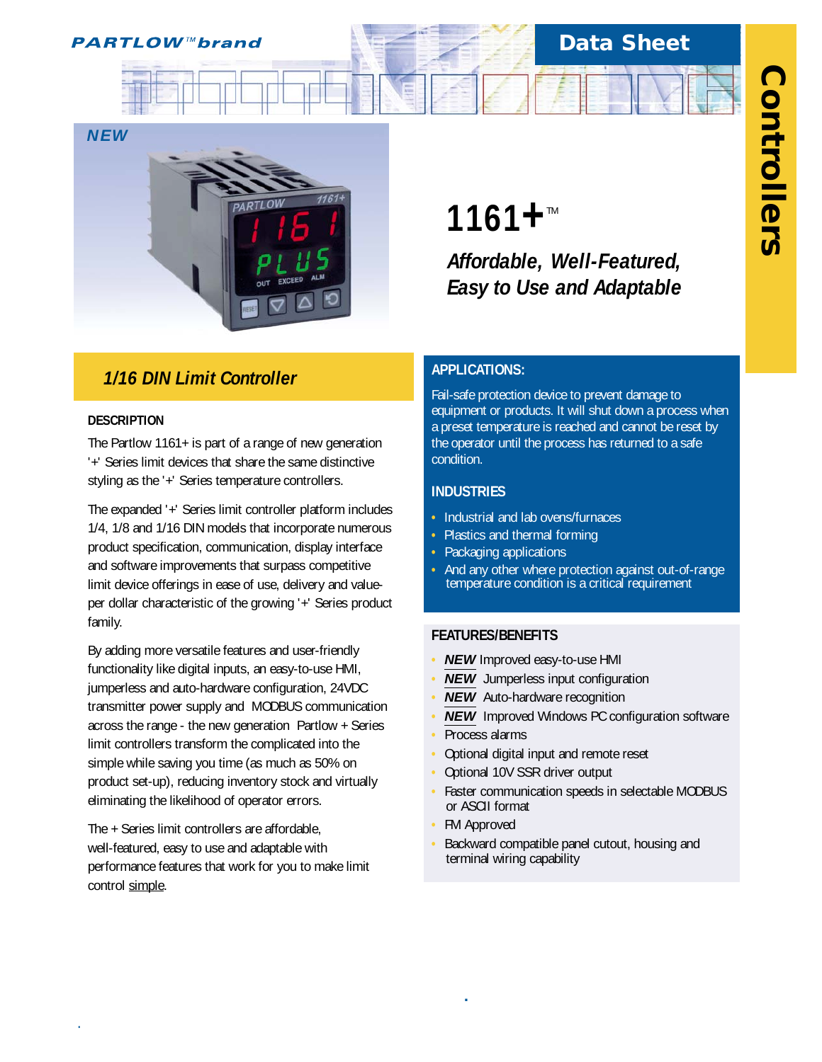PARTLOW™ brand

Data Sheet

Controllers

NEW

# 1161+™

## *Affordable, Well-Featured, Easy to Use and Adaptable*

## *1/16 DIN Limit Controller*

### DESCRIPTION

The Partlow 1161+ is part of a range of new generation '+' Series limit devices that share the same distinctive styling as the '+' Series temperature controllers.

The expanded '+' Series limit controller platform includes 1/4, 1/8 and 1/16 DIN models that incorporate numerous product specification, communication, display interface and software improvements that surpass competitive limit device offerings in ease of use, delivery and value-per dollar characteristic of the growing '+' Series product family.

By adding more versatile features and user-friendly functionality like digital inputs, an easy-to-use HMI, jumperless and auto-hardware configuration, 24VDC transmitter power supply and MODBUS communication across the range - the new generation Partlow + Series limit controllers transform the complicated into the simple while saving you time (as much as 50% on product set-up), reducing inventory stock and virtually eliminating the likelihood of operator errors.

The + Series limit controllers are affordable, well-featured, easy to use and adaptable with performance features that work for you to make limit control simple.

### APPLICATIONS:

Fail-safe protection device to prevent damage to equipment or products. It will shut down a process when a preset temperature is reached and cannot be reset by the operator until the process has returned to a safe condition.

### INDUSTRIES

- Industrial and lab ovens/furnaces
- Plastics and thermal forming
- Packaging applications
- And any other where protection against out-of-range temperature condition is a critical requirement

### FEATURES/BENEFITS

- ***NEW*** Improved easy-to-use HMI
- ***NEW*** Jumperless input configuration
- ***NEW*** Auto-hardware recognition
- ***NEW*** Improved Windows PC configuration software
- Process alarms
- Optional digital input and remote reset
- Optional 10V SSR driver output
- Faster communication speeds in selectable MODBUS or ASCII format
- FM Approved
- Backward compatible panel cutout, housing and terminal wiring capability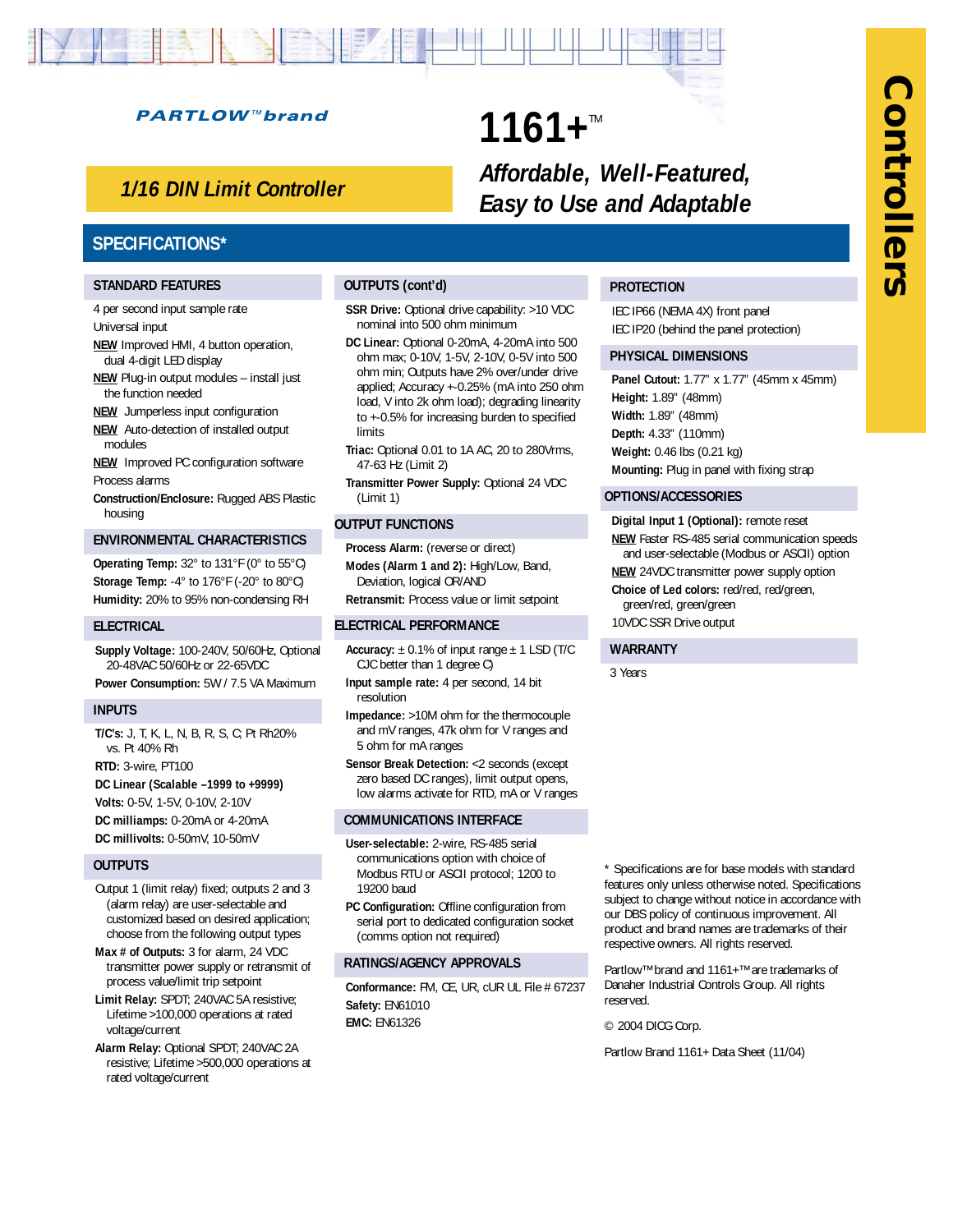**PARTLOW™ brand**

# 1161+™

## *Affordable, Well-Featured, Easy to Use and Adaptable*

## *1/16 DIN Limit Controller*

Controllers

## SPECIFICATIONS*

### STANDARD FEATURES

4 per second input sample rate

Universal input

NEW Improved HMI, 4 button operation, dual 4-digit LED display

NEW Plug-in output modules – install just the function needed

NEW Jumperless input configuration

NEW Auto-detection of installed output modules

NEW Improved PC configuration software

Process alarms

**Construction/Enclosure:** Rugged ABS Plastic housing

### ENVIRONMENTAL CHARACTERISTICS

**Operating Temp:** 32° to 131°F (0° to 55°C)

**Storage Temp:** -4° to 176°F (-20° to 80°C)

**Humidity:** 20% to 95% non-condensing RH

### ELECTRICAL

**Supply Voltage:** 100-240V, 50/60Hz, Optional 20-48VAC 50/60Hz or 22-65VDC

**Power Consumption:** 5W / 7.5 VA Maximum

### INPUTS

**T/C's:** J, T, K, L, N, B, R, S, C, Pt Rh20% vs. Pt 40% Rh

**RTD:** 3-wire, PT100

**DC Linear (Scalable –1999 to +9999)**

**Volts:** 0-5V, 1-5V, 0-10V, 2-10V

**DC milliamps:** 0-20mA or 4-20mA

**DC millivolts:** 0-50mV, 10-50mV

### OUTPUTS

Output 1 (limit relay) fixed; outputs 2 and 3 (alarm relay) are user-selectable and customized based on desired application; choose from the following output types

**Max # of Outputs:** 3 for alarm, 24 VDC transmitter power supply or retransmit of process value/limit trip setpoint

**Limit Relay:** SPDT; 240VAC 5A resistive; Lifetime >100,000 operations at rated voltage/current

**Alarm Relay:** Optional SPDT; 240VAC 2A resistive; Lifetime >500,000 operations at rated voltage/current

### OUTPUTS (cont'd)

**SSR Drive:** Optional drive capability: >10 VDC nominal into 500 ohm minimum

**DC Linear:** Optional 0-20mA, 4-20mA into 500 ohm max; 0-10V, 1-5V, 2-10V, 0-5V into 500 ohm min; Outputs have 2% over/under drive applied; Accuracy +-0.25% (mA into 250 ohm load, V into 2k ohm load); degrading linearity to +-0.5% for increasing burden to specified limits

**Triac:** Optional 0.01 to 1A AC, 20 to 280Vrms, 47-63 Hz (Limit 2)

**Transmitter Power Supply:** Optional 24 VDC (Limit 1)

### OUTPUT FUNCTIONS

**Process Alarm:** (reverse or direct)

**Modes (Alarm 1 and 2):** High/Low, Band, Deviation, logical OR/AND

**Retransmit:** Process value or limit setpoint

### ELECTRICAL PERFORMANCE

**Accuracy:** ± 0.1% of input range ± 1 LSD (T/C CJC better than 1 degree C)

**Input sample rate:** 4 per second, 14 bit resolution

**Impedance:** >10M ohm for the thermocouple and mV ranges, 47k ohm for V ranges and 5 ohm for mA ranges

**Sensor Break Detection:** <2 seconds (except zero based DC ranges), limit output opens, low alarms activate for RTD, mA or V ranges

### COMMUNICATIONS INTERFACE

**User-selectable:** 2-wire, RS-485 serial communications option with choice of Modbus RTU or ASCII protocol; 1200 to 19200 baud

**PC Configuration:** Offline configuration from serial port to dedicated configuration socket (comms option not required)

### RATINGS/AGENCY APPROVALS

**Conformance:** FM, CE, UR, cUR UL File # 67237

**Safety:** EN61010

**EMC:** EN61326

### PROTECTION

IEC IP66 (NEMA 4X) front panel

IEC IP20 (behind the panel protection)

### PHYSICAL DIMENSIONS

**Panel Cutout:** 1.77" x 1.77" (45mm x 45mm)

**Height:** 1.89" (48mm)

**Width:** 1.89" (48mm)

**Depth:** 4.33" (110mm)

**Weight:** 0.46 lbs (0.21 kg)

**Mounting:** Plug in panel with fixing strap

### OPTIONS/ACCESSORIES

**Digital Input 1 (Optional):** remote reset

NEW Faster RS-485 serial communication speeds and user-selectable (Modbus or ASCII) option

NEW 24VDC transmitter power supply option

**Choice of Led colors:** red/red, red/green, green/red, green/green

10VDC SSR Drive output

### WARRANTY

3 Years

* Specifications are for base models with standard features only unless otherwise noted. Specifications subject to change without notice in accordance with our DBS policy of continuous improvement. All product and brand names are trademarks of their respective owners. All rights reserved.

Partlow™brand and 1161+™are trademarks of Danaher Industrial Controls Group. All rights reserved.

© 2004 DICG Corp.

Partlow Brand 1161+ Data Sheet (11/04)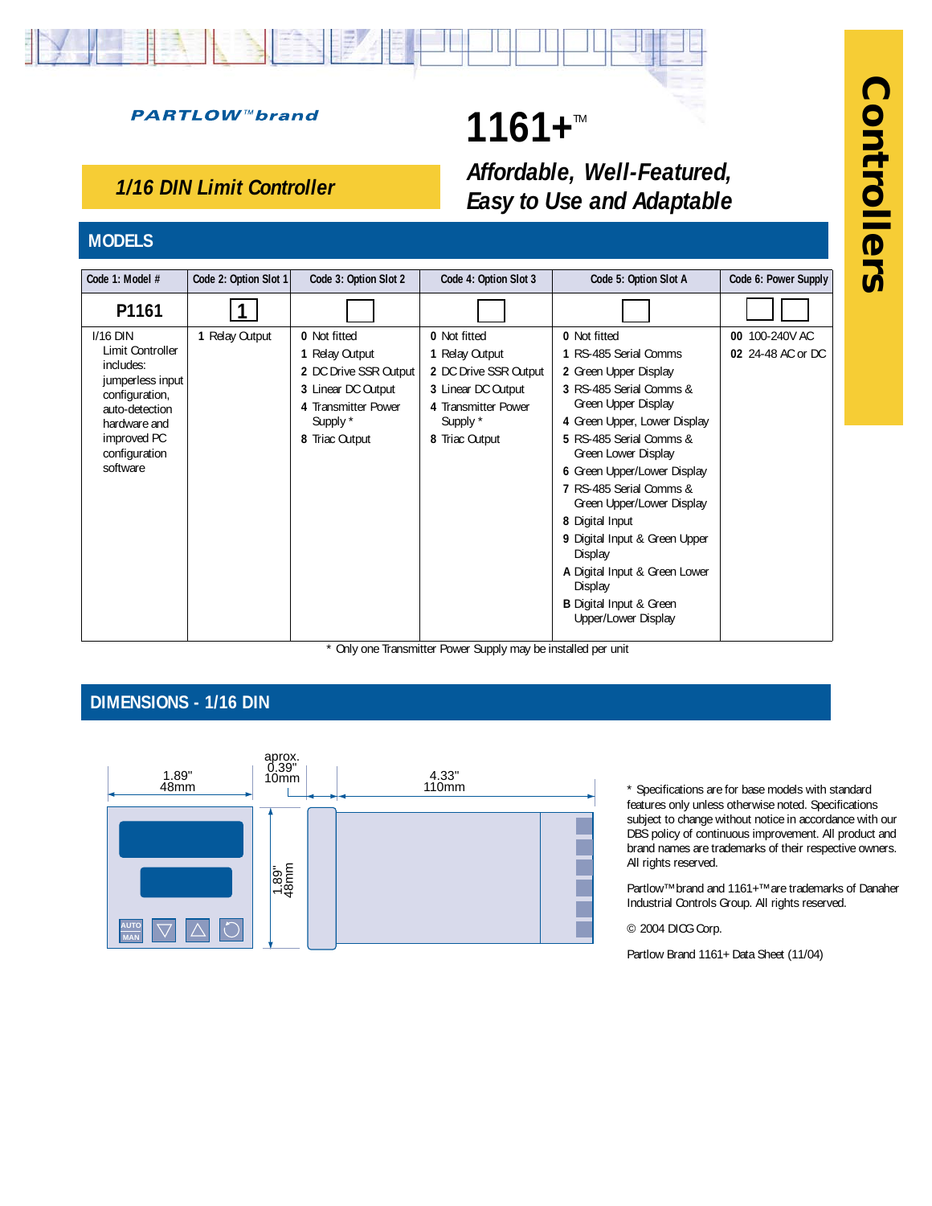**PARTLOW™brand**

# 1161+™

## 1/16 DIN Limit Controller

*Affordable, Well-Featured, Easy to Use and Adaptable*

Controllers

## MODELS

| Code 1: Model # | Code 2: Option Slot 1 | Code 3: Option Slot 2 | Code 4: Option Slot 3 | Code 5: Option Slot A | Code 6: Power Supply |
|---|---|---|---|---|---|
| P1161 | 1 | | | | |
| I/16 DIN Limit Controller includes: jumperless input configuration, auto-detection hardware and improved PC configuration software | **1** Relay Output | **0** Not fitted<br>**1** Relay Output<br>**2** DC Drive SSR Output<br>**3** Linear DC Output<br>**4** Transmitter Power Supply *<br>**8** Triac Output | **0** Not fitted<br>**1** Relay Output<br>**2** DC Drive SSR Output<br>**3** Linear DC Output<br>**4** Transmitter Power Supply *<br>**8** Triac Output | **0** Not fitted<br>**1** RS-485 Serial Comms<br>**2** Green Upper Display<br>**3** RS-485 Serial Comms & Green Upper Display<br>**4** Green Upper, Lower Display<br>**5** RS-485 Serial Comms & Green Lower Display<br>**6** Green Upper/Lower Display<br>**7** RS-485 Serial Comms & Green Upper/Lower Display<br>**8** Digital Input<br>**9** Digital Input & Green Upper Display<br>**A** Digital Input & Green Lower Display<br>**B** Digital Input & Green Upper/Lower Display | **00** 100-240V AC<br>**02** 24-48 AC or DC |

\* Only one Transmitter Power Supply may be installed per unit

## DIMENSIONS - 1/16 DIN

1.89"
48mm

aprox.
0.39"
10mm

4.33"
110mm

1.89"
48mm

AUTO
MAN

\* Specifications are for base models with standard features only unless otherwise noted. Specifications subject to change without notice in accordance with our DBS policy of continuous improvement. All product and brand names are trademarks of their respective owners. All rights reserved.

Partlow™brand and 1161+™are trademarks of Danaher Industrial Controls Group. All rights reserved.

© 2004 DICG Corp.

Partlow Brand 1161+ Data Sheet (11/04)